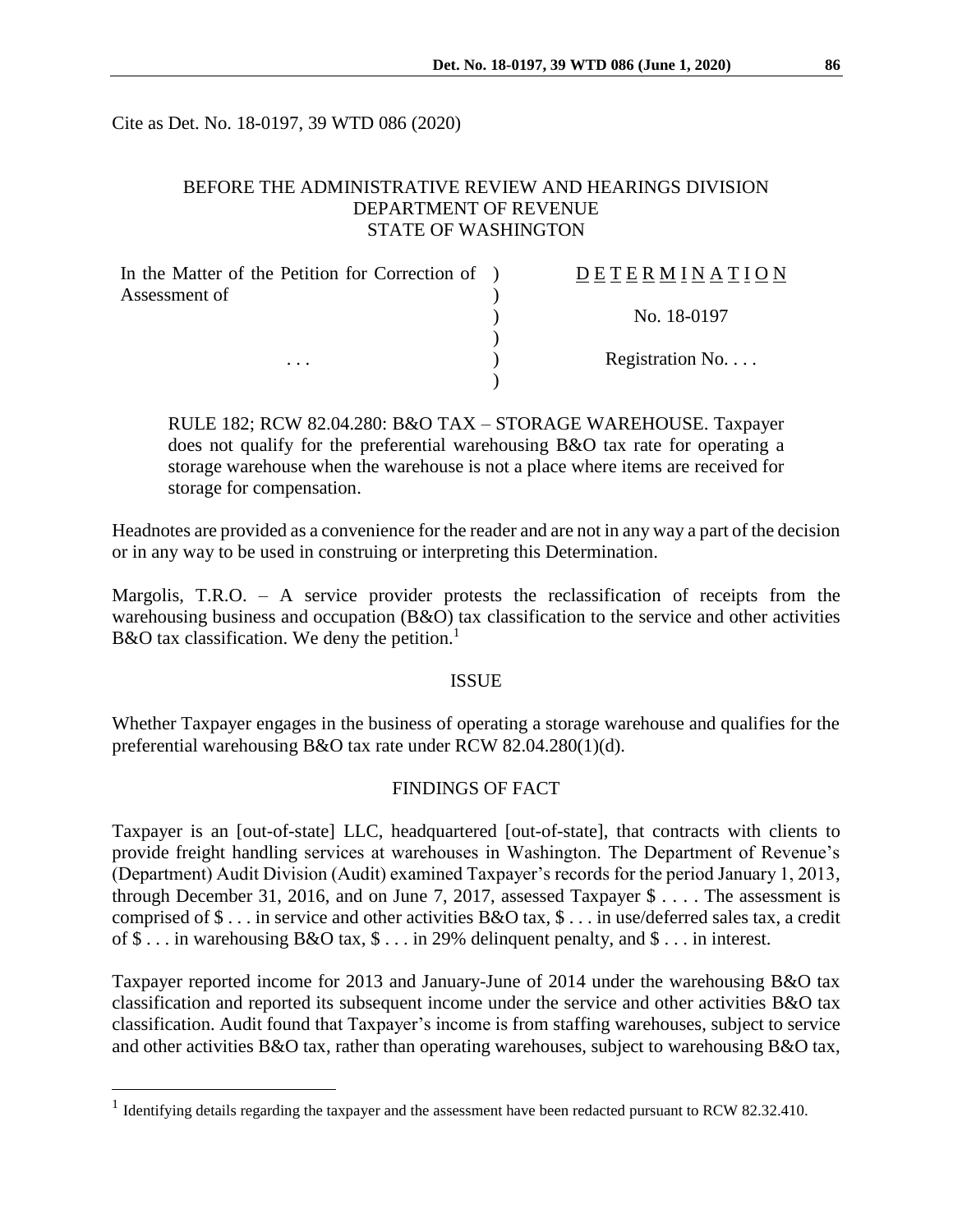Cite as Det. No. 18-0197, 39 WTD 086 (2020)

BEFORE THE ADMINISTRATIVE REVIEW AND HEARINGS DIVISION
DEPARTMENT OF REVENUE
STATE OF WASHINGTON

| | | |
|---|---|---|
| In the Matter of the Petition for Correction of Assessment of | ) | D E T E R M I N A T I O N |
| | ) | |
| | ) | No. 18-0197 |
| | ) | |
| . . . | ) | Registration No. . . . |
| | ) | |

RULE 182; RCW 82.04.280: B&O TAX – STORAGE WAREHOUSE. Taxpayer does not qualify for the preferential warehousing B&O tax rate for operating a storage warehouse when the warehouse is not a place where items are received for storage for compensation.

Headnotes are provided as a convenience for the reader and are not in any way a part of the decision or in any way to be used in construing or interpreting this Determination.

Margolis, T.R.O. – A service provider protests the reclassification of receipts from the warehousing business and occupation (B&O) tax classification to the service and other activities B&O tax classification. We deny the petition.[1]

## ISSUE

Whether Taxpayer engages in the business of operating a storage warehouse and qualifies for the preferential warehousing B&O tax rate under RCW 82.04.280(1)(d).

## FINDINGS OF FACT

Taxpayer is an [out-of-state] LLC, headquartered [out-of-state], that contracts with clients to provide freight handling services at warehouses in Washington. The Department of Revenue's (Department) Audit Division (Audit) examined Taxpayer's records for the period January 1, 2013, through December 31, 2016, and on June 7, 2017, assessed Taxpayer $ . . . . The assessment is comprised of $ . . . in service and other activities B&O tax, $ . . . in use/deferred sales tax, a credit of $ . . . in warehousing B&O tax, $ . . . in 29% delinquent penalty, and $ . . . in interest.

Taxpayer reported income for 2013 and January-June of 2014 under the warehousing B&O tax classification and reported its subsequent income under the service and other activities B&O tax classification. Audit found that Taxpayer's income is from staffing warehouses, subject to service and other activities B&O tax, rather than operating warehouses, subject to warehousing B&O tax,

[1] Identifying details regarding the taxpayer and the assessment have been redacted pursuant to RCW 82.32.410.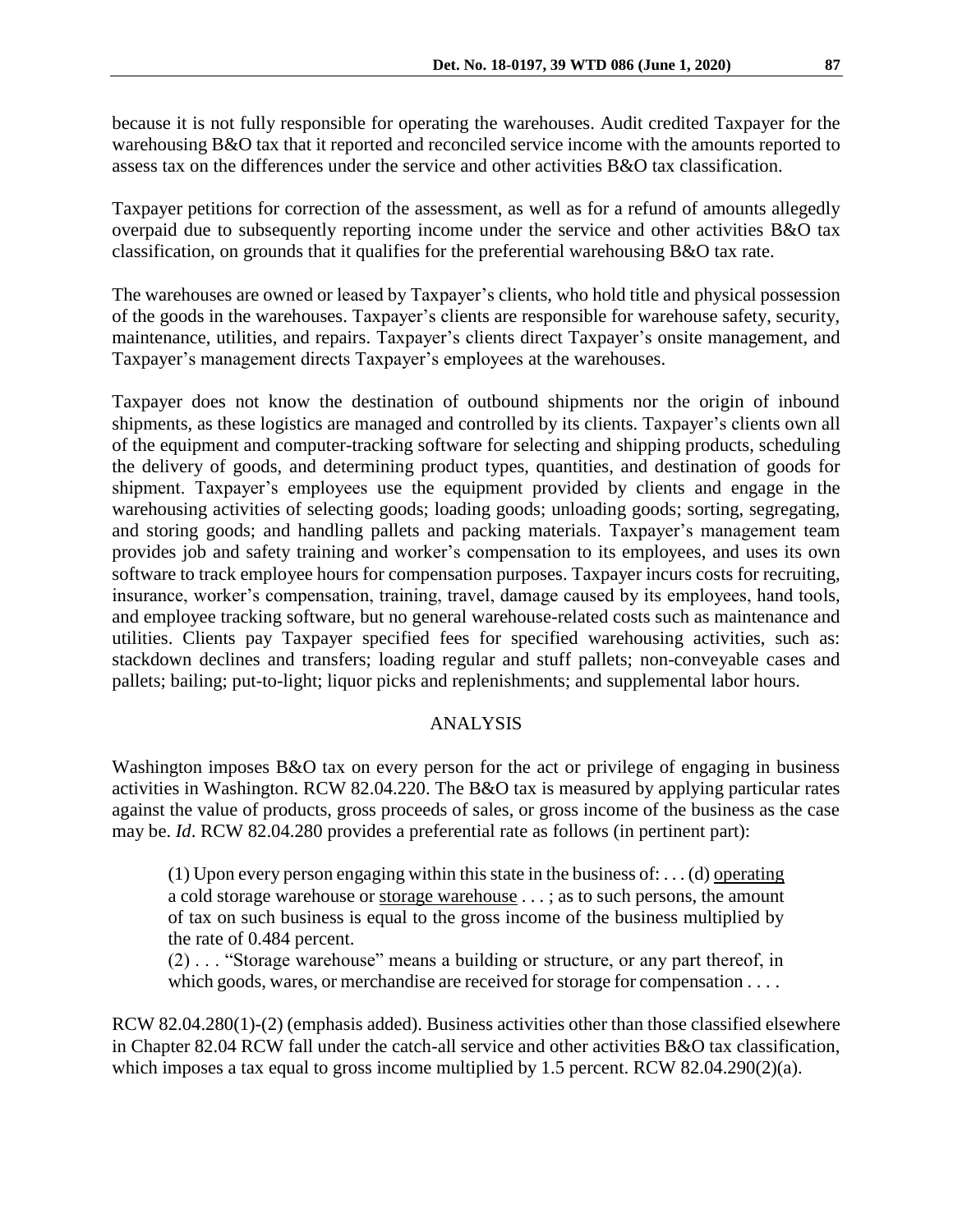because it is not fully responsible for operating the warehouses. Audit credited Taxpayer for the warehousing B&O tax that it reported and reconciled service income with the amounts reported to assess tax on the differences under the service and other activities B&O tax classification.

Taxpayer petitions for correction of the assessment, as well as for a refund of amounts allegedly overpaid due to subsequently reporting income under the service and other activities B&O tax classification, on grounds that it qualifies for the preferential warehousing B&O tax rate.

The warehouses are owned or leased by Taxpayer's clients, who hold title and physical possession of the goods in the warehouses. Taxpayer's clients are responsible for warehouse safety, security, maintenance, utilities, and repairs. Taxpayer's clients direct Taxpayer's onsite management, and Taxpayer's management directs Taxpayer's employees at the warehouses.

Taxpayer does not know the destination of outbound shipments nor the origin of inbound shipments, as these logistics are managed and controlled by its clients. Taxpayer's clients own all of the equipment and computer-tracking software for selecting and shipping products, scheduling the delivery of goods, and determining product types, quantities, and destination of goods for shipment. Taxpayer's employees use the equipment provided by clients and engage in the warehousing activities of selecting goods; loading goods; unloading goods; sorting, segregating, and storing goods; and handling pallets and packing materials. Taxpayer's management team provides job and safety training and worker's compensation to its employees, and uses its own software to track employee hours for compensation purposes. Taxpayer incurs costs for recruiting, insurance, worker's compensation, training, travel, damage caused by its employees, hand tools, and employee tracking software, but no general warehouse-related costs such as maintenance and utilities. Clients pay Taxpayer specified fees for specified warehousing activities, such as: stackdown declines and transfers; loading regular and stuff pallets; non-conveyable cases and pallets; bailing; put-to-light; liquor picks and replenishments; and supplemental labor hours.

## ANALYSIS

Washington imposes B&O tax on every person for the act or privilege of engaging in business activities in Washington. RCW 82.04.220. The B&O tax is measured by applying particular rates against the value of products, gross proceeds of sales, or gross income of the business as the case may be. *Id*. RCW 82.04.280 provides a preferential rate as follows (in pertinent part):

> (1) Upon every person engaging within this state in the business of: . . . (d) <u>operating</u> a cold storage warehouse or <u>storage warehouse</u> . . . ; as to such persons, the amount of tax on such business is equal to the gross income of the business multiplied by the rate of 0.484 percent.
>
> (2) . . . "Storage warehouse" means a building or structure, or any part thereof, in which goods, wares, or merchandise are received for storage for compensation . . . .

RCW 82.04.280(1)-(2) (emphasis added). Business activities other than those classified elsewhere in Chapter 82.04 RCW fall under the catch-all service and other activities B&O tax classification, which imposes a tax equal to gross income multiplied by 1.5 percent. RCW 82.04.290(2)(a).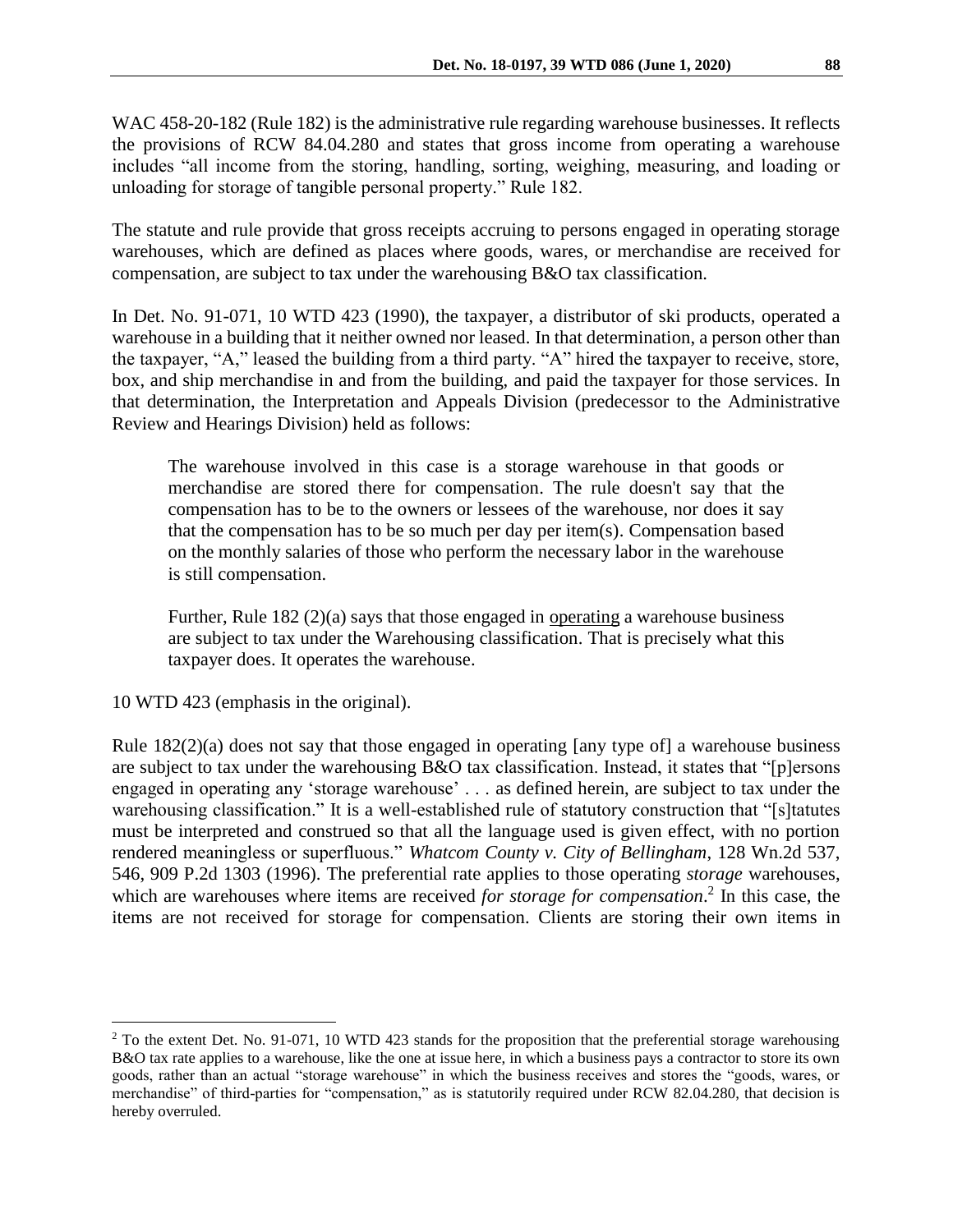WAC 458-20-182 (Rule 182) is the administrative rule regarding warehouse businesses. It reflects the provisions of RCW 84.04.280 and states that gross income from operating a warehouse includes "all income from the storing, handling, sorting, weighing, measuring, and loading or unloading for storage of tangible personal property." Rule 182.

The statute and rule provide that gross receipts accruing to persons engaged in operating storage warehouses, which are defined as places where goods, wares, or merchandise are received for compensation, are subject to tax under the warehousing B&O tax classification.

In Det. No. 91-071, 10 WTD 423 (1990), the taxpayer, a distributor of ski products, operated a warehouse in a building that it neither owned nor leased. In that determination, a person other than the taxpayer, "A," leased the building from a third party. "A" hired the taxpayer to receive, store, box, and ship merchandise in and from the building, and paid the taxpayer for those services. In that determination, the Interpretation and Appeals Division (predecessor to the Administrative Review and Hearings Division) held as follows:

> The warehouse involved in this case is a storage warehouse in that goods or merchandise are stored there for compensation. The rule doesn't say that the compensation has to be to the owners or lessees of the warehouse, nor does it say that the compensation has to be so much per day per item(s). Compensation based on the monthly salaries of those who perform the necessary labor in the warehouse is still compensation.
>
> Further, Rule 182 (2)(a) says that those engaged in <u>operating</u> a warehouse business are subject to tax under the Warehousing classification. That is precisely what this taxpayer does. It operates the warehouse.

10 WTD 423 (emphasis in the original).

Rule 182(2)(a) does not say that those engaged in operating [any type of] a warehouse business are subject to tax under the warehousing B&O tax classification. Instead, it states that "[p]ersons engaged in operating any 'storage warehouse' . . . as defined herein, are subject to tax under the warehousing classification." It is a well-established rule of statutory construction that "[s]tatutes must be interpreted and construed so that all the language used is given effect, with no portion rendered meaningless or superfluous." *Whatcom County v. City of Bellingham*, 128 Wn.2d 537, 546, 909 P.2d 1303 (1996). The preferential rate applies to those operating *storage* warehouses, which are warehouses where items are received *for storage for compensation*.[2] In this case, the items are not received for storage for compensation. Clients are storing their own items in

[2] To the extent Det. No. 91-071, 10 WTD 423 stands for the proposition that the preferential storage warehousing B&O tax rate applies to a warehouse, like the one at issue here, in which a business pays a contractor to store its own goods, rather than an actual "storage warehouse" in which the business receives and stores the "goods, wares, or merchandise" of third-parties for "compensation," as is statutorily required under RCW 82.04.280, that decision is hereby overruled.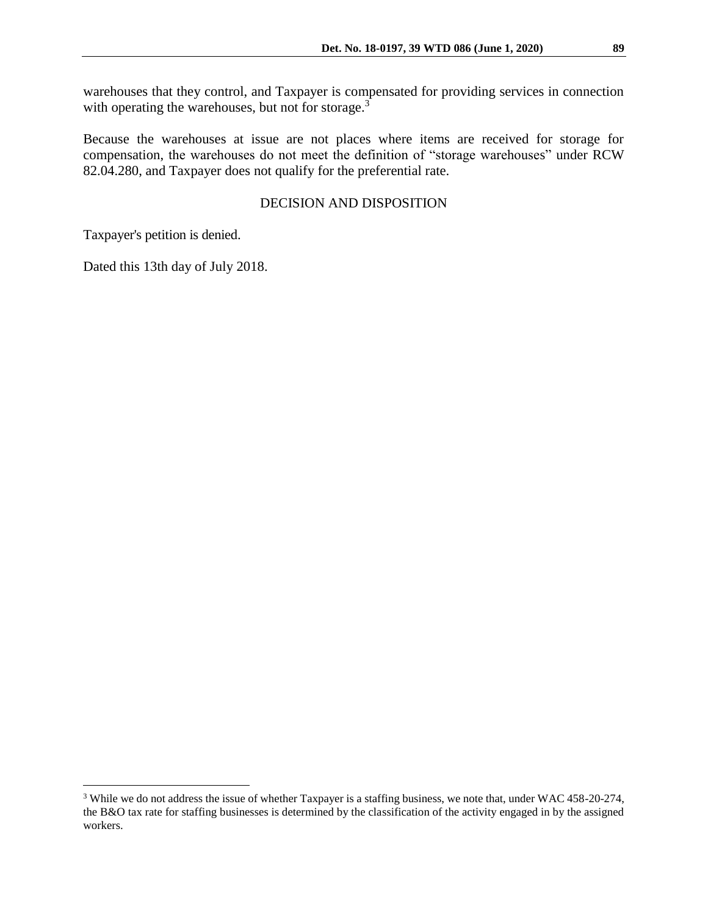warehouses that they control, and Taxpayer is compensated for providing services in connection with operating the warehouses, but not for storage.[3]

Because the warehouses at issue are not places where items are received for storage for compensation, the warehouses do not meet the definition of "storage warehouses" under RCW 82.04.280, and Taxpayer does not qualify for the preferential rate.

## DECISION AND DISPOSITION

Taxpayer's petition is denied.

Dated this 13th day of July 2018.

---

[3] While we do not address the issue of whether Taxpayer is a staffing business, we note that, under WAC 458-20-274, the B&O tax rate for staffing businesses is determined by the classification of the activity engaged in by the assigned workers.